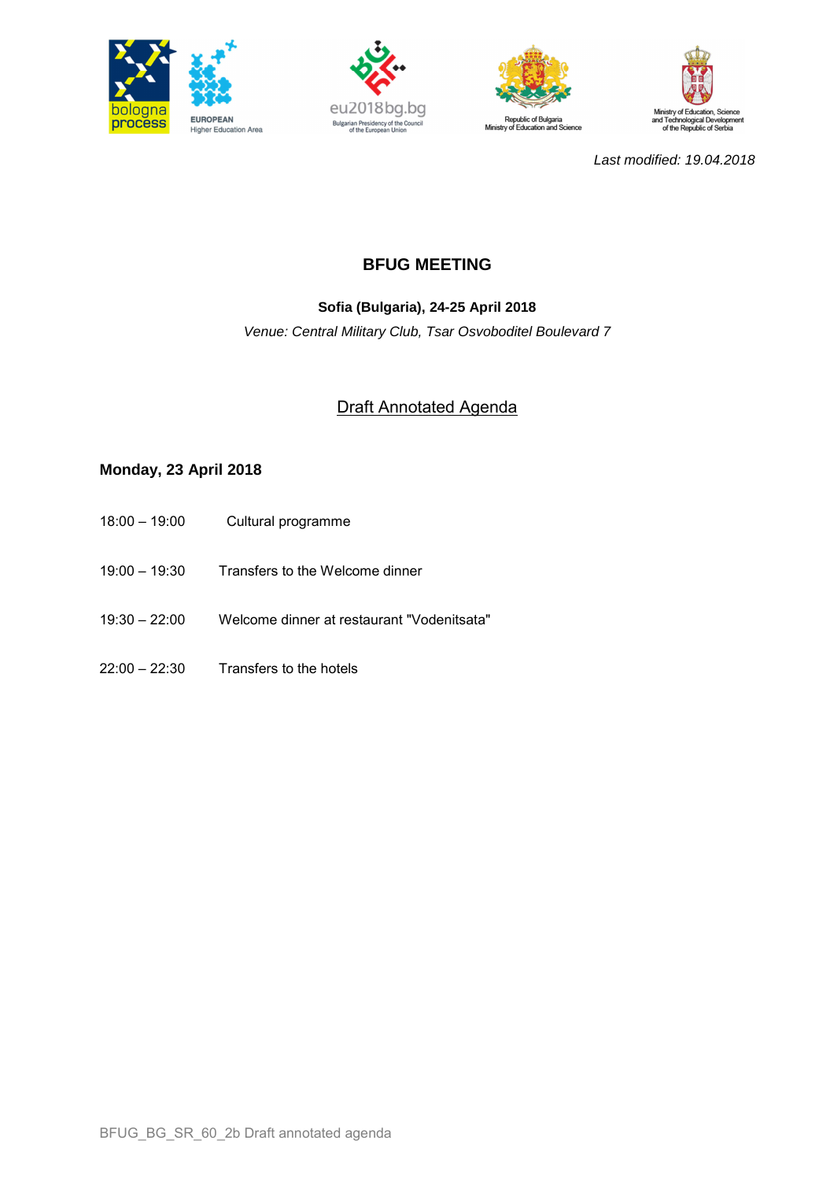*Last modified: 19.04.2018*

# BFUG MEETING

**Sofia (Bulgaria), 24-25 April 2018**

*Venue: Central Military Club, Tsar Osvoboditel Boulevard 7*

## Draft Annotated Agenda

### Monday, 23 April 2018

18:00 – 19:00 Cultural programme

19:00 – 19:30 Transfers to the Welcome dinner

19:30 – 22:00 Welcome dinner at restaurant "Vodenitsata"

22:00 – 22:30 Transfers to the hotels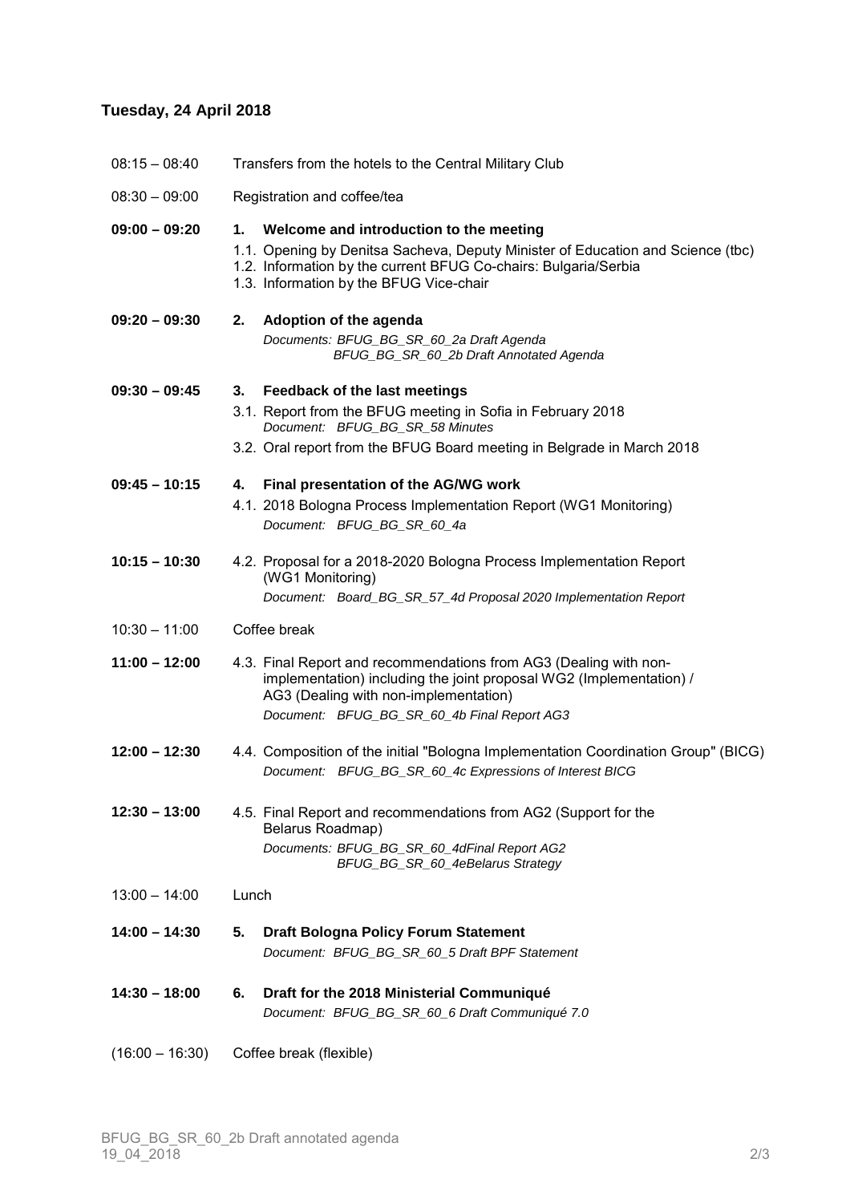## Tuesday, 24 April 2018

| | |
|---|---|
| 08:15 – 08:40 | Transfers from the hotels to the Central Military Club |
| 08:30 – 09:00 | Registration and coffee/tea |
| **09:00 – 09:20** | **1. Welcome and introduction to the meeting**<br>1.1. Opening by Denitsa Sacheva, Deputy Minister of Education and Science (tbc)<br>1.2. Information by the current BFUG Co-chairs: Bulgaria/Serbia<br>1.3. Information by the BFUG Vice-chair |
| **09:20 – 09:30** | **2. Adoption of the agenda**<br>*Documents: BFUG_BG_SR_60_2a Draft Agenda*<br>*BFUG_BG_SR_60_2b Draft Annotated Agenda* |
| **09:30 – 09:45** | **3. Feedback of the last meetings**<br>3.1. Report from the BFUG meeting in Sofia in February 2018<br>*Document: BFUG_BG_SR_58 Minutes*<br>3.2. Oral report from the BFUG Board meeting in Belgrade in March 2018 |
| **09:45 – 10:15** | **4. Final presentation of the AG/WG work**<br>4.1. 2018 Bologna Process Implementation Report (WG1 Monitoring)<br>*Document: BFUG_BG_SR_60_4a* |
| **10:15 – 10:30** | 4.2. Proposal for a 2018-2020 Bologna Process Implementation Report (WG1 Monitoring)<br>*Document: Board_BG_SR_57_4d Proposal 2020 Implementation Report* |
| 10:30 – 11:00 | Coffee break |
| **11:00 – 12:00** | 4.3. Final Report and recommendations from AG3 (Dealing with non-implementation) including the joint proposal WG2 (Implementation) / AG3 (Dealing with non-implementation)<br>*Document: BFUG_BG_SR_60_4b Final Report AG3* |
| **12:00 – 12:30** | 4.4. Composition of the initial "Bologna Implementation Coordination Group" (BICG)<br>*Document: BFUG_BG_SR_60_4c Expressions of Interest BICG* |
| **12:30 – 13:00** | 4.5. Final Report and recommendations from AG2 (Support for the Belarus Roadmap)<br>*Documents: BFUG_BG_SR_60_4dFinal Report AG2*<br>*BFUG_BG_SR_60_4eBelarus Strategy* |
| 13:00 – 14:00 | Lunch |
| **14:00 – 14:30** | **5. Draft Bologna Policy Forum Statement**<br>*Document: BFUG_BG_SR_60_5 Draft BPF Statement* |
| **14:30 – 18:00** | **6. Draft for the 2018 Ministerial Communiqué**<br>*Document: BFUG_BG_SR_60_6 Draft Communiqué 7.0* |
| (16:00 – 16:30) | Coffee break (flexible) |

BFUG_BG_SR_60_2b Draft annotated agenda
19_04_2018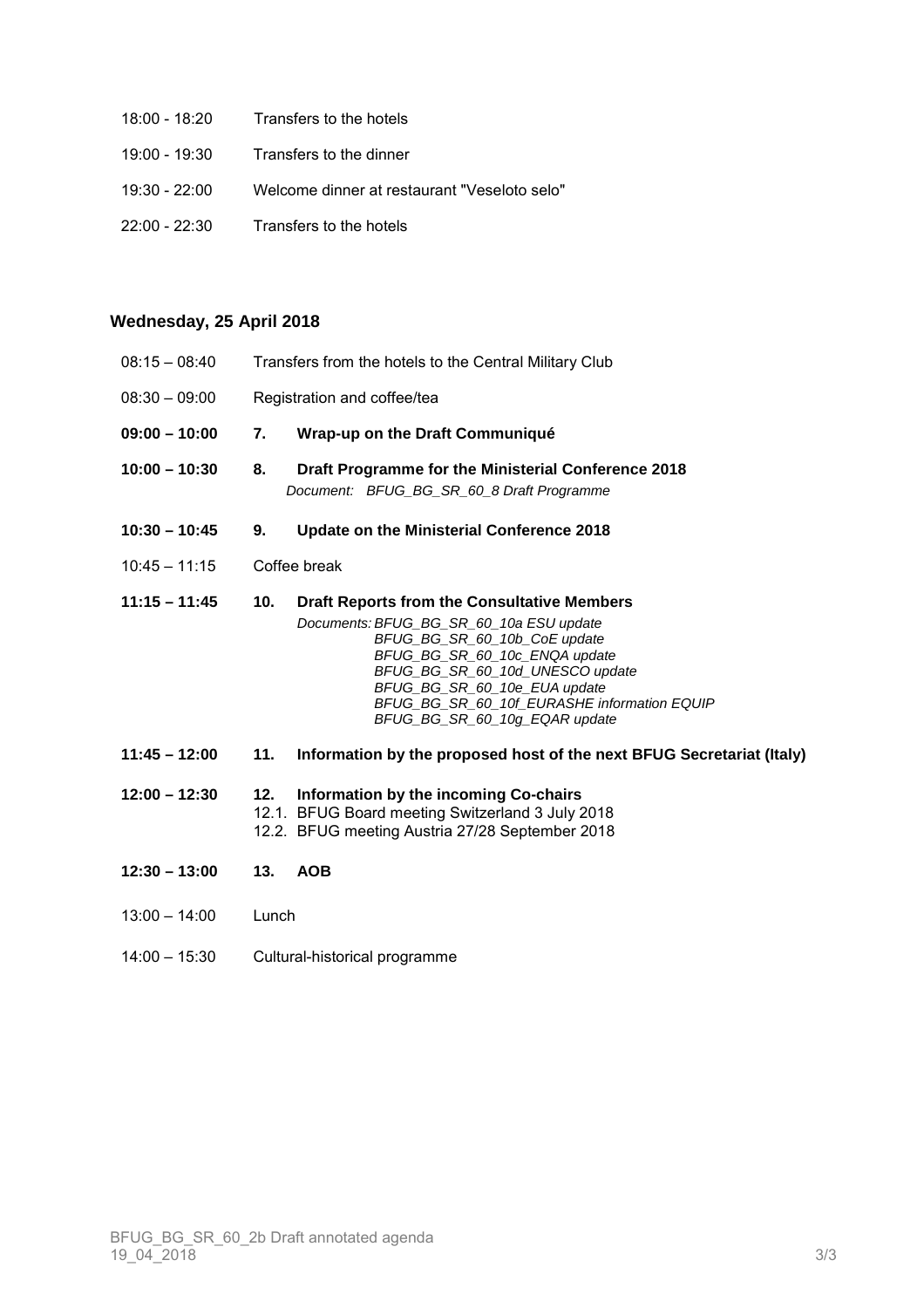| | |
|---|---|
| 18:00 - 18:20 | Transfers to the hotels |
| 19:00 - 19:30 | Transfers to the dinner |
| 19:30 - 22:00 | Welcome dinner at restaurant "Veseloto selo" |
| 22:00 - 22:30 | Transfers to the hotels |

## Wednesday, 25 April 2018

| | |
|---|---|
| 08:15 – 08:40 | Transfers from the hotels to the Central Military Club |
| 08:30 – 09:00 | Registration and coffee/tea |
| **09:00 – 10:00** | **7. Wrap-up on the Draft Communiqué** |
| **10:00 – 10:30** | **8. Draft Programme for the Ministerial Conference 2018**<br>*Document: BFUG_BG_SR_60_8 Draft Programme* |
| **10:30 – 10:45** | **9. Update on the Ministerial Conference 2018** |
| 10:45 – 11:15 | Coffee break |
| **11:15 – 11:45** | **10. Draft Reports from the Consultative Members**<br>*Documents: BFUG_BG_SR_60_10a ESU update*<br>*BFUG_BG_SR_60_10b_CoE update*<br>*BFUG_BG_SR_60_10c_ENQA update*<br>*BFUG_BG_SR_60_10d_UNESCO update*<br>*BFUG_BG_SR_60_10e_EUA update*<br>*BFUG_BG_SR_60_10f_EURASHE information EQUIP*<br>*BFUG_BG_SR_60_10g_EQAR update* |
| **11:45 – 12:00** | **11. Information by the proposed host of the next BFUG Secretariat (Italy)** |
| **12:00 – 12:30** | **12. Information by the incoming Co-chairs**<br>12.1. BFUG Board meeting Switzerland 3 July 2018<br>12.2. BFUG meeting Austria 27/28 September 2018 |
| **12:30 – 13:00** | **13. AOB** |
| 13:00 – 14:00 | Lunch |
| 14:00 – 15:30 | Cultural-historical programme |

BFUG_BG_SR_60_2b Draft annotated agenda
19_04_2018